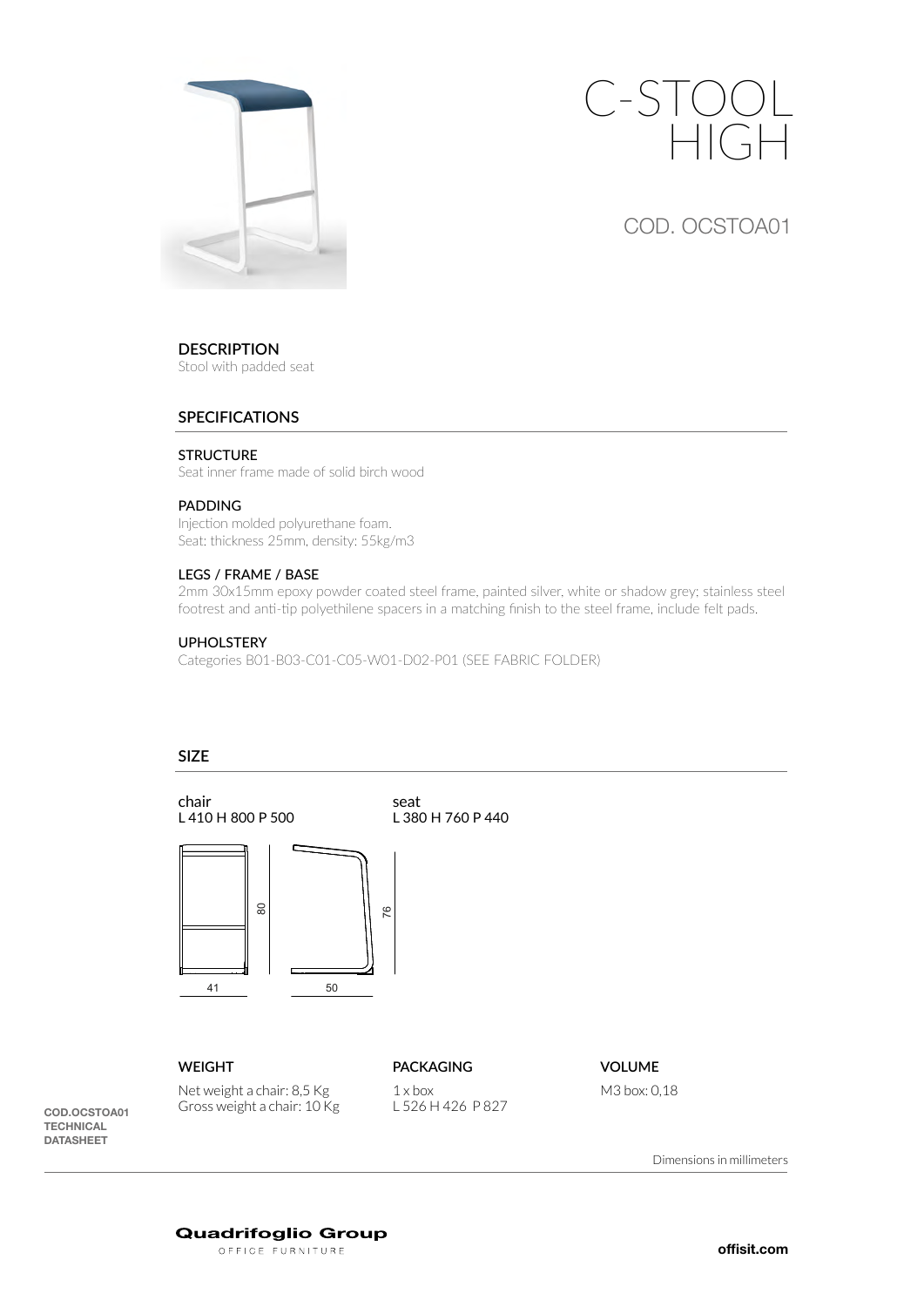# C-STOOL HIGH

COD. OCSTOA01

## DESCRIPTION

Stool with padded seat

## SPECIFICATIONS

### STRUCTURE

Seat inner frame made of solid birch wood

### PADDING

Injection molded polyurethane foam.
Seat: thickness 25mm, density: 55kg/m3

### LEGS / FRAME / BASE

2mm 30x15mm epoxy powder coated steel frame, painted silver, white or shadow grey; stainless steel footrest and anti-tip polyethilene spacers in a matching finish to the steel frame, include felt pads.

### UPHOLSTERY

Categories B01-B03-C01-C05-W01-D02-P01 (SEE FABRIC FOLDER)

## SIZE

chair
L 410 H 800 P 500

seat
L 380 H 760 P 440

80 — 76 — 41 — 50

### WEIGHT

Net weight a chair: 8,5 Kg
Gross weight a chair: 10 Kg

### PACKAGING

1 x box
L 526 H 426 P 827

### VOLUME

M3 box: 0,18

COD.OCSTOA01
TECHNICAL
DATASHEET

Dimensions in millimeters

Quadrifoglio Group
OFFICE FURNITURE

offisit.com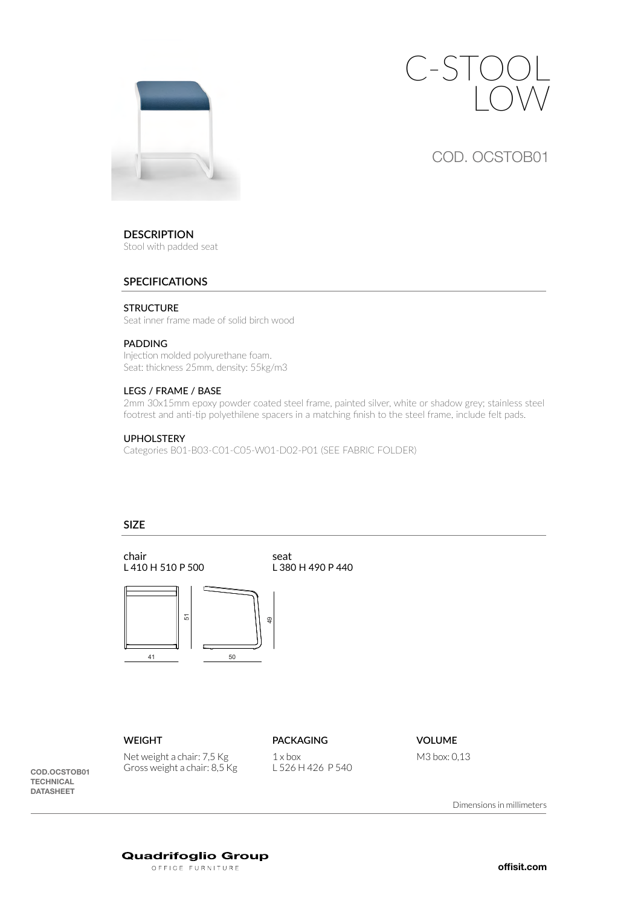# C-STOOL LOW

COD. OCSTOB01

## DESCRIPTION

Stool with padded seat

## SPECIFICATIONS

### STRUCTURE

Seat inner frame made of solid birch wood

### PADDING

Injection molded polyurethane foam.
Seat: thickness 25mm, density: 55kg/m3

### LEGS / FRAME / BASE

2mm 30x15mm epoxy powder coated steel frame, painted silver, white or shadow grey; stainless steel footrest and anti-tip polyethilene spacers in a matching finish to the steel frame, include felt pads.

### UPHOLSTERY

Categories B01-B03-C01-C05-W01-D02-P01 (SEE FABRIC FOLDER)

## SIZE

chair
L 410 H 510 P 500

seat
L 380 H 490 P 440

51
49
41
50

### WEIGHT

Net weight a chair: 7,5 Kg
Gross weight a chair: 8,5 Kg

### PACKAGING

1 x box
L 526 H 426 P 540

### VOLUME

M3 box: 0,13

COD.OCSTOB01
TECHNICAL
DATASHEET

Dimensions in millimeters

Quadrifoglio Group
OFFICE FURNITURE

offisit.com